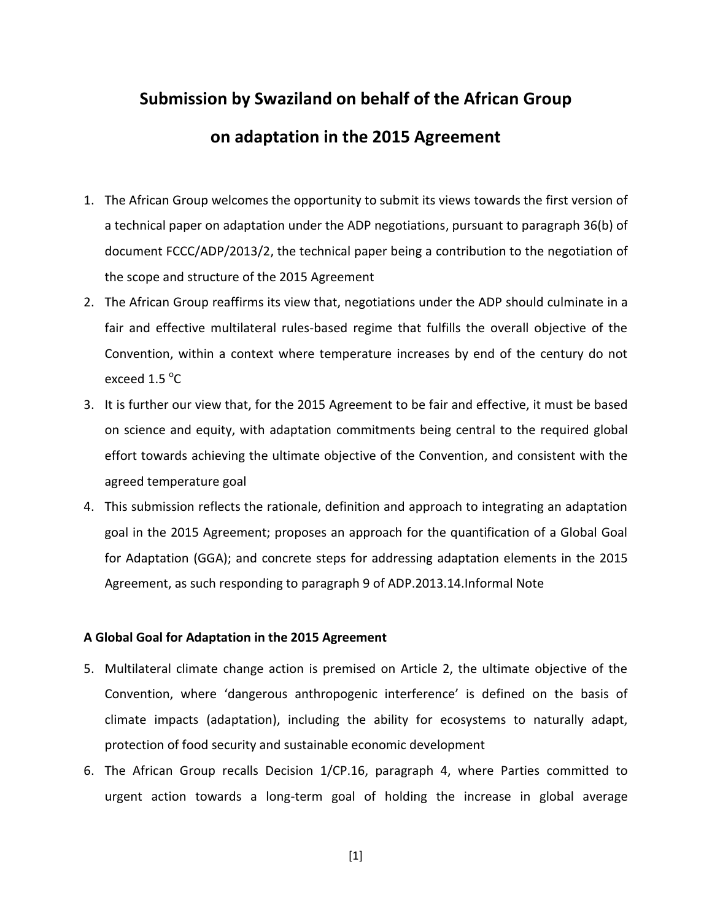# Submission by Swaziland on behalf of the African Group on adaptation in the 2015 Agreement

1. The African Group welcomes the opportunity to submit its views towards the first version of a technical paper on adaptation under the ADP negotiations, pursuant to paragraph 36(b) of document FCCC/ADP/2013/2, the technical paper being a contribution to the negotiation of the scope and structure of the 2015 Agreement
2. The African Group reaffirms its view that, negotiations under the ADP should culminate in a fair and effective multilateral rules-based regime that fulfills the overall objective of the Convention, within a context where temperature increases by end of the century do not exceed 1.5 $^{o}$C
3. It is further our view that, for the 2015 Agreement to be fair and effective, it must be based on science and equity, with adaptation commitments being central to the required global effort towards achieving the ultimate objective of the Convention, and consistent with the agreed temperature goal
4. This submission reflects the rationale, definition and approach to integrating an adaptation goal in the 2015 Agreement; proposes an approach for the quantification of a Global Goal for Adaptation (GGA); and concrete steps for addressing adaptation elements in the 2015 Agreement, as such responding to paragraph 9 of ADP.2013.14.Informal Note

**A Global Goal for Adaptation in the 2015 Agreement**

5. Multilateral climate change action is premised on Article 2, the ultimate objective of the Convention, where 'dangerous anthropogenic interference' is defined on the basis of climate impacts (adaptation), including the ability for ecosystems to naturally adapt, protection of food security and sustainable economic development
6. The African Group recalls Decision 1/CP.16, paragraph 4, where Parties committed to urgent action towards a long-term goal of holding the increase in global average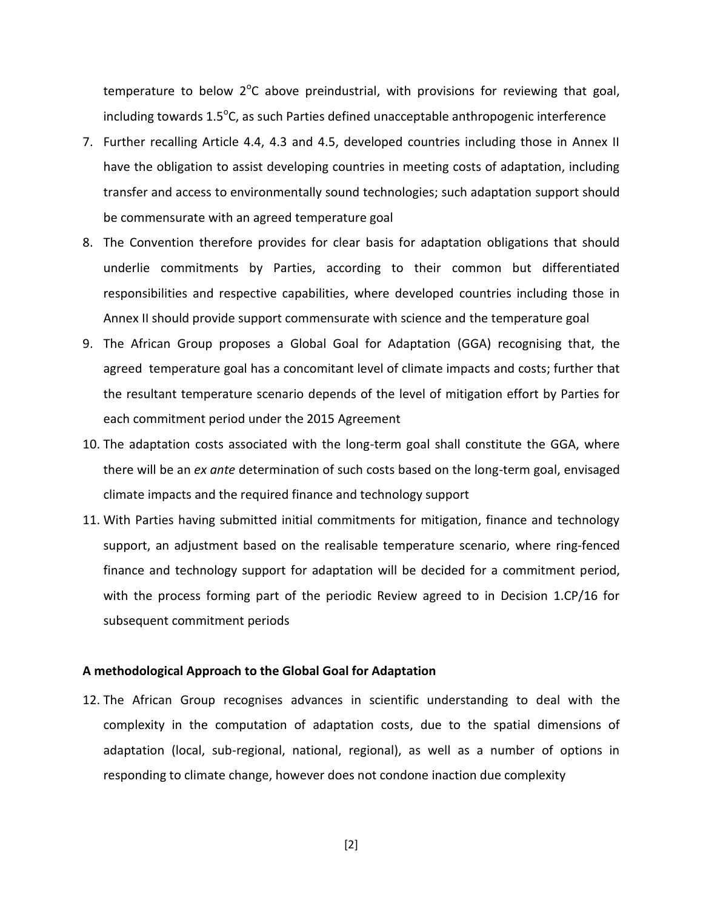temperature to below 2$^{o}$C above preindustrial, with provisions for reviewing that goal, including towards 1.5$^{o}$C, as such Parties defined unacceptable anthropogenic interference

7. Further recalling Article 4.4, 4.3 and 4.5, developed countries including those in Annex II have the obligation to assist developing countries in meeting costs of adaptation, including transfer and access to environmentally sound technologies; such adaptation support should be commensurate with an agreed temperature goal
8. The Convention therefore provides for clear basis for adaptation obligations that should underlie commitments by Parties, according to their common but differentiated responsibilities and respective capabilities, where developed countries including those in Annex II should provide support commensurate with science and the temperature goal
9. The African Group proposes a Global Goal for Adaptation (GGA) recognising that, the agreed temperature goal has a concomitant level of climate impacts and costs; further that the resultant temperature scenario depends of the level of mitigation effort by Parties for each commitment period under the 2015 Agreement
10. The adaptation costs associated with the long-term goal shall constitute the GGA, where there will be an *ex ante* determination of such costs based on the long-term goal, envisaged climate impacts and the required finance and technology support
11. With Parties having submitted initial commitments for mitigation, finance and technology support, an adjustment based on the realisable temperature scenario, where ring-fenced finance and technology support for adaptation will be decided for a commitment period, with the process forming part of the periodic Review agreed to in Decision 1.CP/16 for subsequent commitment periods

**A methodological Approach to the Global Goal for Adaptation**

12. The African Group recognises advances in scientific understanding to deal with the complexity in the computation of adaptation costs, due to the spatial dimensions of adaptation (local, sub-regional, national, regional), as well as a number of options in responding to climate change, however does not condone inaction due complexity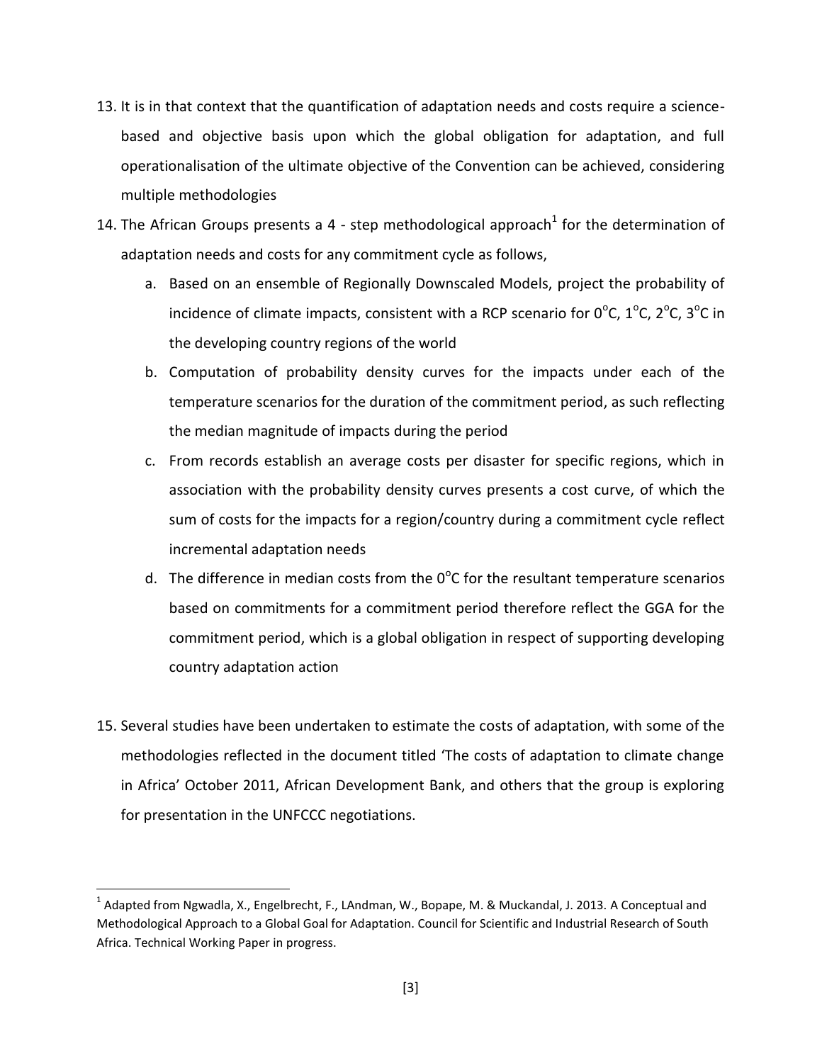13. It is in that context that the quantification of adaptation needs and costs require a science-based and objective basis upon which the global obligation for adaptation, and full operationalisation of the ultimate objective of the Convention can be achieved, considering multiple methodologies

14. The African Groups presents a 4 - step methodological approach[1] for the determination of adaptation needs and costs for any commitment cycle as follows,

    a. Based on an ensemble of Regionally Downscaled Models, project the probability of incidence of climate impacts, consistent with a RCP scenario for $0^{o}$C, $1^{o}$C, $2^{o}$C, $3^{o}$C in the developing country regions of the world

    b. Computation of probability density curves for the impacts under each of the temperature scenarios for the duration of the commitment period, as such reflecting the median magnitude of impacts during the period

    c. From records establish an average costs per disaster for specific regions, which in association with the probability density curves presents a cost curve, of which the sum of costs for the impacts for a region/country during a commitment cycle reflect incremental adaptation needs

    d. The difference in median costs from the $0^{o}$C for the resultant temperature scenarios based on commitments for a commitment period therefore reflect the GGA for the commitment period, which is a global obligation in respect of supporting developing country adaptation action

15. Several studies have been undertaken to estimate the costs of adaptation, with some of the methodologies reflected in the document titled 'The costs of adaptation to climate change in Africa' October 2011, African Development Bank, and others that the group is exploring for presentation in the UNFCCC negotiations.

---

[1] Adapted from Ngwadla, X., Engelbrecht, F., LAndman, W., Bopape, M. & Muckandal, J. 2013. A Conceptual and Methodological Approach to a Global Goal for Adaptation. Council for Scientific and Industrial Research of South Africa. Technical Working Paper in progress.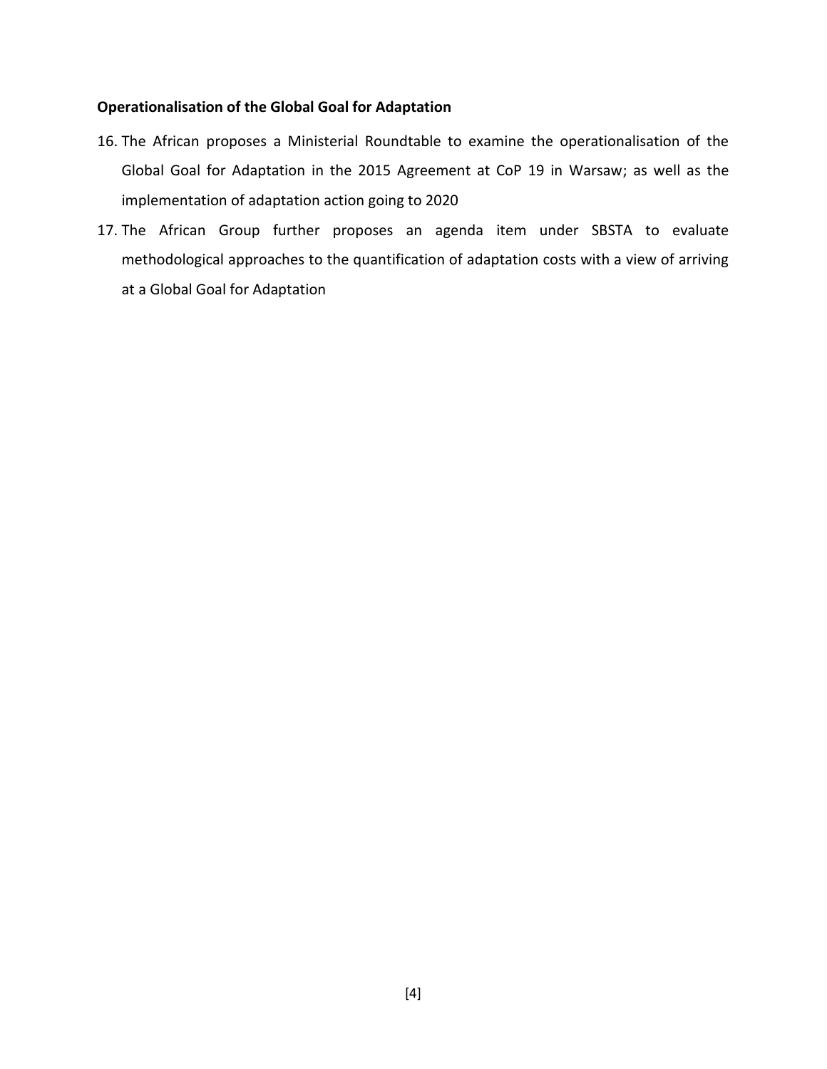**Operationalisation of the Global Goal for Adaptation**

16. The African proposes a Ministerial Roundtable to examine the operationalisation of the Global Goal for Adaptation in the 2015 Agreement at CoP 19 in Warsaw; as well as the implementation of adaptation action going to 2020
17. The African Group further proposes an agenda item under SBSTA to evaluate methodological approaches to the quantification of adaptation costs with a view of arriving at a Global Goal for Adaptation